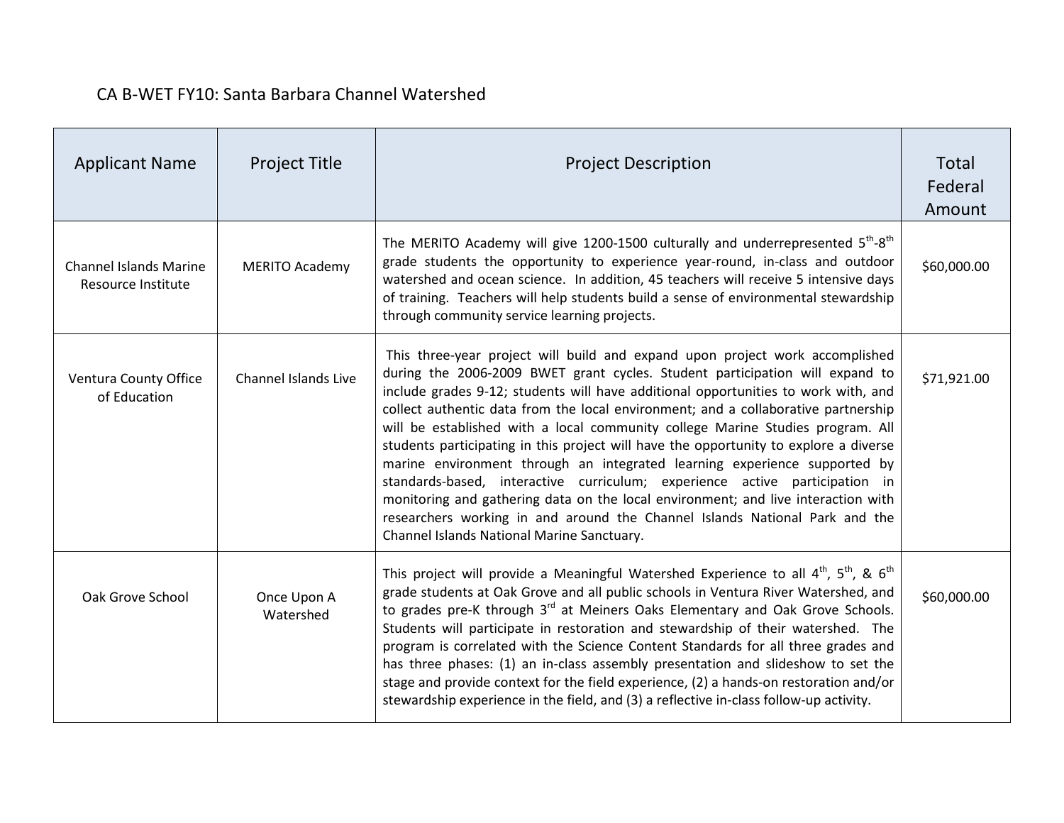# CA B-WET FY10: Santa Barbara Channel Watershed

| Applicant Name | Project Title | Project Description | Total Federal Amount |
|---|---|---|---|
| Channel Islands Marine Resource Institute | MERITO Academy | The MERITO Academy will give 1200-1500 culturally and underrepresented 5th-8th grade students the opportunity to experience year-round, in-class and outdoor watershed and ocean science. In addition, 45 teachers will receive 5 intensive days of training. Teachers will help students build a sense of environmental stewardship through community service learning projects. | $60,000.00 |
| Ventura County Office of Education | Channel Islands Live | This three-year project will build and expand upon project work accomplished during the 2006-2009 BWET grant cycles. Student participation will expand to include grades 9-12; students will have additional opportunities to work with, and collect authentic data from the local environment; and a collaborative partnership will be established with a local community college Marine Studies program. All students participating in this project will have the opportunity to explore a diverse marine environment through an integrated learning experience supported by standards-based, interactive curriculum; experience active participation in monitoring and gathering data on the local environment; and live interaction with researchers working in and around the Channel Islands National Park and the Channel Islands National Marine Sanctuary. | $71,921.00 |
| Oak Grove School | Once Upon A Watershed | This project will provide a Meaningful Watershed Experience to all 4th, 5th, & 6th grade students at Oak Grove and all public schools in Ventura River Watershed, and to grades pre-K through 3rd at Meiners Oaks Elementary and Oak Grove Schools. Students will participate in restoration and stewardship of their watershed. The program is correlated with the Science Content Standards for all three grades and has three phases: (1) an in-class assembly presentation and slideshow to set the stage and provide context for the field experience, (2) a hands-on restoration and/or stewardship experience in the field, and (3) a reflective in-class follow-up activity. | $60,000.00 |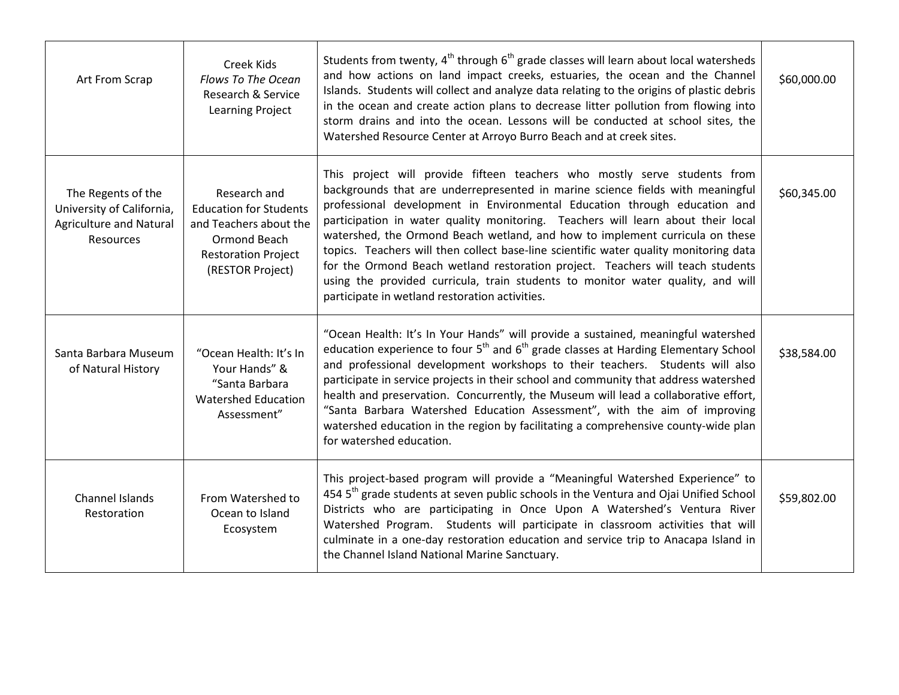| | | | |
|---|---|---|---|
| Art From Scrap | Creek Kids *Flows To The Ocean* Research & Service Learning Project | Students from twenty, 4th through 6th grade classes will learn about local watersheds and how actions on land impact creeks, estuaries, the ocean and the Channel Islands. Students will collect and analyze data relating to the origins of plastic debris in the ocean and create action plans to decrease litter pollution from flowing into storm drains and into the ocean. Lessons will be conducted at school sites, the Watershed Resource Center at Arroyo Burro Beach and at creek sites. | $60,000.00 |
| The Regents of the University of California, Agriculture and Natural Resources | Research and Education for Students and Teachers about the Ormond Beach Restoration Project (RESTOR Project) | This project will provide fifteen teachers who mostly serve students from backgrounds that are underrepresented in marine science fields with meaningful professional development in Environmental Education through education and participation in water quality monitoring. Teachers will learn about their local watershed, the Ormond Beach wetland, and how to implement curricula on these topics. Teachers will then collect base-line scientific water quality monitoring data for the Ormond Beach wetland restoration project. Teachers will teach students using the provided curricula, train students to monitor water quality, and will participate in wetland restoration activities. | $60,345.00 |
| Santa Barbara Museum of Natural History | "Ocean Health: It's In Your Hands" & "Santa Barbara Watershed Education Assessment" | "Ocean Health: It's In Your Hands" will provide a sustained, meaningful watershed education experience to four 5th and 6th grade classes at Harding Elementary School and professional development workshops to their teachers. Students will also participate in service projects in their school and community that address watershed health and preservation. Concurrently, the Museum will lead a collaborative effort, "Santa Barbara Watershed Education Assessment", with the aim of improving watershed education in the region by facilitating a comprehensive county-wide plan for watershed education. | $38,584.00 |
| Channel Islands Restoration | From Watershed to Ocean to Island Ecosystem | This project-based program will provide a "Meaningful Watershed Experience" to 454 5th grade students at seven public schools in the Ventura and Ojai Unified School Districts who are participating in Once Upon A Watershed's Ventura River Watershed Program. Students will participate in classroom activities that will culminate in a one-day restoration education and service trip to Anacapa Island in the Channel Island National Marine Sanctuary. | $59,802.00 |